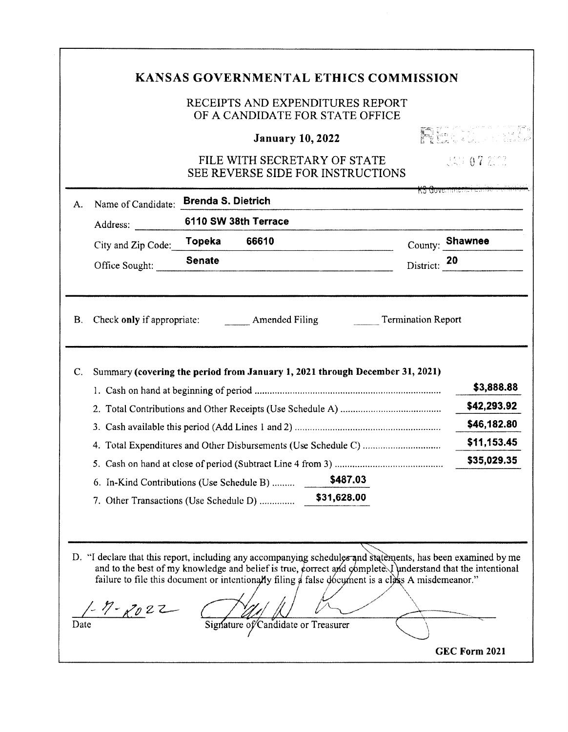# KANSAS GOVERNMENTAL ETHICS COMMISSION

RECEIPTS AND EXPENDITURES REPORT
OF A CANDIDATE FOR STATE OFFICE

**January 10, 2022**

FILE WITH SECRETARY OF STATE
SEE REVERSE SIDE FOR INSTRUCTIONS

RECEIVED
JAN 07 2022
KS Governmental Ethics Commission

A. Name of Candidate: **Brenda S. Dietrich**

Address: **6110 SW 38th Terrace**

City and Zip Code: **Topeka 66610** County: **Shawnee**

Office Sought: **Senate** District: **20**

B. Check **only** if appropriate: ____ Amended Filing ____ Termination Report

C. Summary **(covering the period from January 1, 2021 through December 31, 2021)**

| | |
|---|---|
| 1. Cash on hand at beginning of period | $3,888.88 |
| 2. Total Contributions and Other Receipts (Use Schedule A) | $42,293.92 |
| 3. Cash available this period (Add Lines 1 and 2) | $46,182.80 |
| 4. Total Expenditures and Other Disbursements (Use Schedule C) | $11,153.45 |
| 5. Cash on hand at close of period (Subtract Line 4 from 3) | $35,029.35 |
| 6. In-Kind Contributions (Use Schedule B) $487.03 | |
| 7. Other Transactions (Use Schedule D) $31,628.00 | |

D. "I declare that this report, including any accompanying schedules and statements, has been examined by me and to the best of my knowledge and belief is true, correct and complete. I understand that the intentional failure to file this document or intentionally filing a false document is a class A misdemeanor."

1-7-2022
Date

Signature of Candidate or Treasurer

**GEC Form 2021**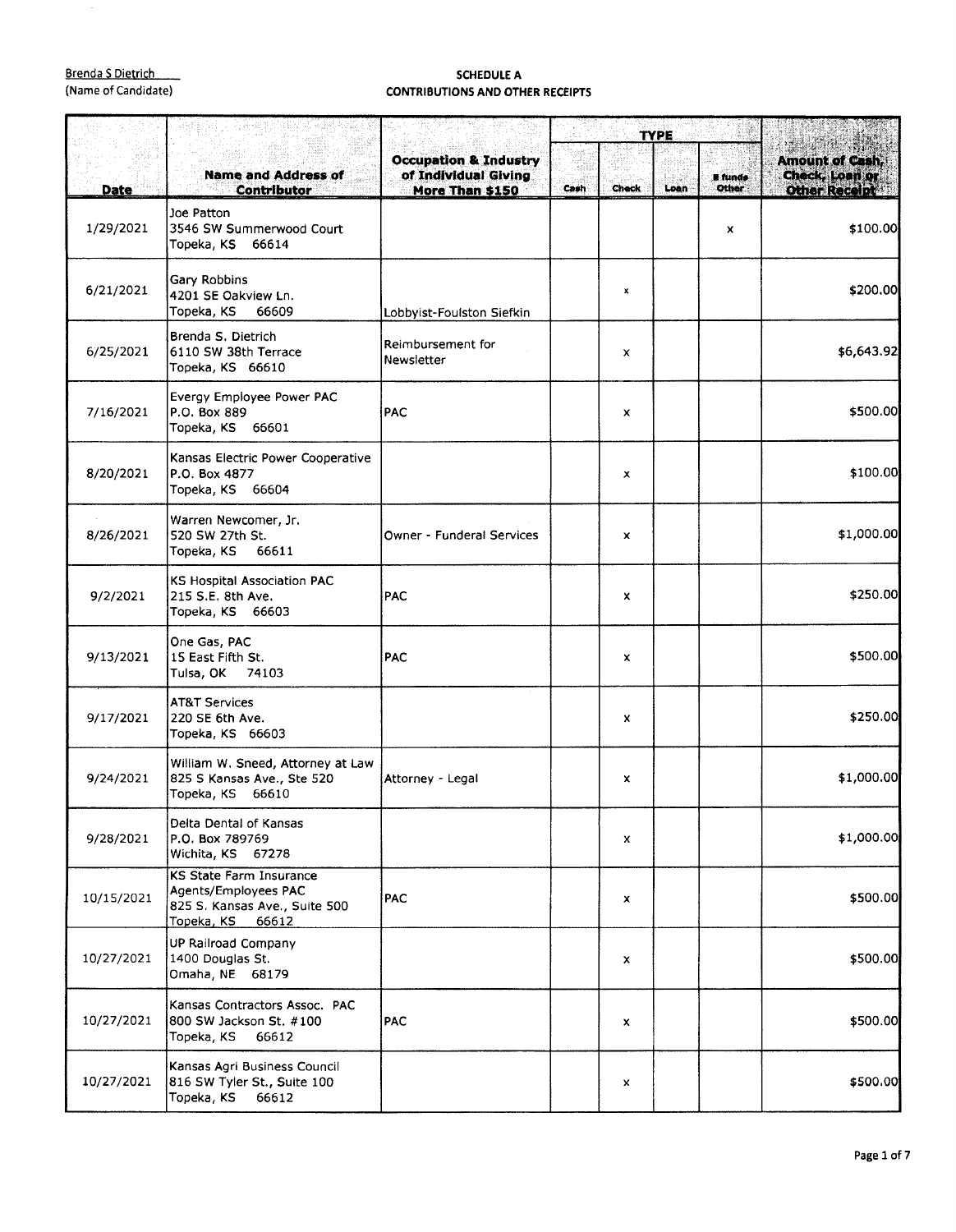Brenda S Dietrich
(Name of Candidate)

**SCHEDULE A**
**CONTRIBUTIONS AND OTHER RECEIPTS**

| Date | Name and Address of Contributor | Occupation & Industry of Individual Giving More Than $150 | TYPE | | | | Amount of Cash, Check, Loan or Other Receipt |
|---|---|---|---|---|---|---|---|
| | | | Cash | Check | Loan | E funds Other | |
| 1/29/2021 | Joe Patton<br>3546 SW Summerwood Court<br>Topeka, KS 66614 | | | | | x | $100.00 |
| 6/21/2021 | Gary Robbins<br>4201 SE Oakview Ln.<br>Topeka, KS 66609 | Lobbyist-Foulston Siefkin | | x | | | $200.00 |
| 6/25/2021 | Brenda S. Dietrich<br>6110 SW 38th Terrace<br>Topeka, KS 66610 | Reimbursement for Newsletter | | x | | | $6,643.92 |
| 7/16/2021 | Evergy Employee Power PAC<br>P.O. Box 889<br>Topeka, KS 66601 | PAC | | x | | | $500.00 |
| 8/20/2021 | Kansas Electric Power Cooperative<br>P.O. Box 4877<br>Topeka, KS 66604 | | | x | | | $100.00 |
| 8/26/2021 | Warren Newcomer, Jr.<br>520 SW 27th St.<br>Topeka, KS 66611 | Owner - Funderal Services | | x | | | $1,000.00 |
| 9/2/2021 | KS Hospital Association PAC<br>215 S.E. 8th Ave.<br>Topeka, KS 66603 | PAC | | x | | | $250.00 |
| 9/13/2021 | One Gas, PAC<br>15 East Fifth St.<br>Tulsa, OK 74103 | PAC | | x | | | $500.00 |
| 9/17/2021 | AT&T Services<br>220 SE 6th Ave.<br>Topeka, KS 66603 | | | x | | | $250.00 |
| 9/24/2021 | William W. Sneed, Attorney at Law<br>825 S Kansas Ave., Ste 520<br>Topeka, KS 66610 | Attorney - Legal | | x | | | $1,000.00 |
| 9/28/2021 | Delta Dental of Kansas<br>P.O. Box 789769<br>Wichita, KS 67278 | | | x | | | $1,000.00 |
| 10/15/2021 | KS State Farm Insurance Agents/Employees PAC<br>825 S. Kansas Ave., Suite 500<br>Topeka, KS 66612 | PAC | | x | | | $500.00 |
| 10/27/2021 | UP Railroad Company<br>1400 Douglas St.<br>Omaha, NE 68179 | | | x | | | $500.00 |
| 10/27/2021 | Kansas Contractors Assoc. PAC<br>800 SW Jackson St. #100<br>Topeka, KS 66612 | PAC | | x | | | $500.00 |
| 10/27/2021 | Kansas Agri Business Council<br>816 SW Tyler St., Suite 100<br>Topeka, KS 66612 | | | x | | | $500.00 |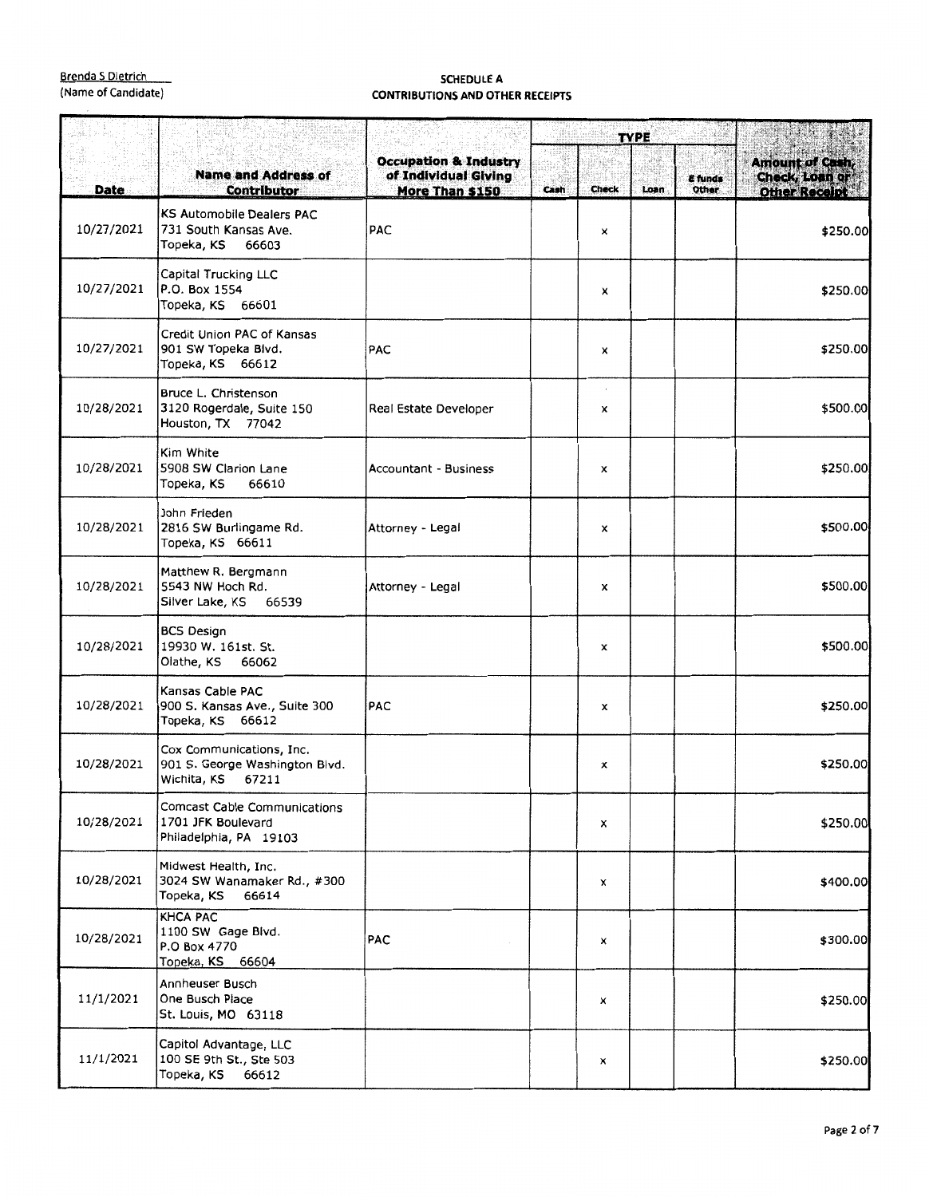Brenda S Dietrich
(Name of Candidate)

## SCHEDULE A
## CONTRIBUTIONS AND OTHER RECEIPTS

| Date | Name and Address of Contributor | Occupation & Industry of Individual Giving More Than $150 | TYPE | | | | Amount of Cash, Check, Loan or Other Receipt |
|---|---|---|---|---|---|---|---|
| | | | Cash | Check | Loan | E funds Other | |
| 10/27/2021 | KS Automobile Dealers PAC<br>731 South Kansas Ave.<br>Topeka, KS 66603 | PAC | | x | | | $250.00 |
| 10/27/2021 | Capital Trucking LLC<br>P.O. Box 1554<br>Topeka, KS 66601 | | | x | | | $250.00 |
| 10/27/2021 | Credit Union PAC of Kansas<br>901 SW Topeka Blvd.<br>Topeka, KS 66612 | PAC | | x | | | $250.00 |
| 10/28/2021 | Bruce L. Christenson<br>3120 Rogerdale, Suite 150<br>Houston, TX 77042 | Real Estate Developer | | x | | | $500.00 |
| 10/28/2021 | Kim White<br>5908 SW Clarion Lane<br>Topeka, KS 66610 | Accountant - Business | | x | | | $250.00 |
| 10/28/2021 | John Frieden<br>2816 SW Burlingame Rd.<br>Topeka, KS 66611 | Attorney - Legal | | x | | | $500.00 |
| 10/28/2021 | Matthew R. Bergmann<br>5543 NW Hoch Rd.<br>Silver Lake, KS 66539 | Attorney - Legal | | x | | | $500.00 |
| 10/28/2021 | BCS Design<br>19930 W. 161st. St.<br>Olathe, KS 66062 | | | x | | | $500.00 |
| 10/28/2021 | Kansas Cable PAC<br>900 S. Kansas Ave., Suite 300<br>Topeka, KS 66612 | PAC | | x | | | $250.00 |
| 10/28/2021 | Cox Communications, Inc.<br>901 S. George Washington Blvd.<br>Wichita, KS 67211 | | | x | | | $250.00 |
| 10/28/2021 | Comcast Cable Communications<br>1701 JFK Boulevard<br>Philadelphia, PA 19103 | | | x | | | $250.00 |
| 10/28/2021 | Midwest Health, Inc.<br>3024 SW Wanamaker Rd., #300<br>Topeka, KS 66614 | | | x | | | $400.00 |
| 10/28/2021 | KHCA PAC<br>1100 SW Gage Blvd.<br>P.O Box 4770<br>Topeka, KS 66604 | PAC | | x | | | $300.00 |
| 11/1/2021 | Annheuser Busch<br>One Busch Place<br>St. Louis, MO 63118 | | | x | | | $250.00 |
| 11/1/2021 | Capitol Advantage, LLC<br>100 SE 9th St., Ste 503<br>Topeka, KS 66612 | | | x | | | $250.00 |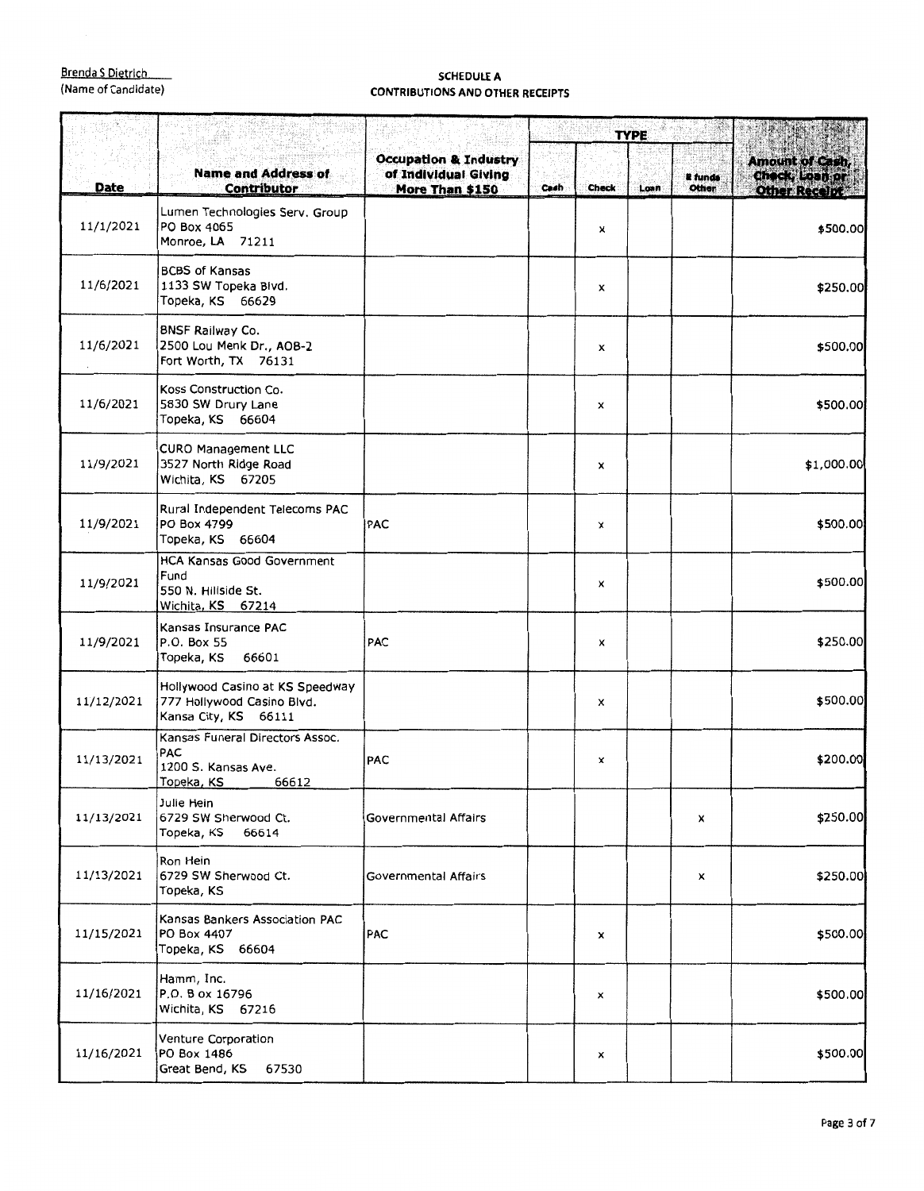Brenda S Dietrich
(Name of Candidate)

**SCHEDULE A**
**CONTRIBUTIONS AND OTHER RECEIPTS**

| Date | Name and Address of Contributor | Occupation & Industry of Individual Giving More Than $150 | TYPE | | | | Amount of Cash, Check, Loan or Other Receipt |
|---|---|---|---|---|---|---|---|
| | | | Cash | Check | Loan | E funds Other | |
| 11/1/2021 | Lumen Technologies Serv. Group<br>PO Box 4065<br>Monroe, LA 71211 | | | x | | | $500.00 |
| 11/6/2021 | BCBS of Kansas<br>1133 SW Topeka Blvd.<br>Topeka, KS 66629 | | | x | | | $250.00 |
| 11/6/2021 | BNSF Railway Co.<br>2500 Lou Menk Dr., AOB-2<br>Fort Worth, TX 76131 | | | x | | | $500.00 |
| 11/6/2021 | Koss Construction Co.<br>5830 SW Drury Lane<br>Topeka, KS 66604 | | | x | | | $500.00 |
| 11/9/2021 | CURO Management LLC<br>3527 North Ridge Road<br>Wichita, KS 67205 | | | x | | | $1,000.00 |
| 11/9/2021 | Rural Independent Telecoms PAC<br>PO Box 4799<br>Topeka, KS 66604 | PAC | | x | | | $500.00 |
| 11/9/2021 | HCA Kansas Good Government Fund<br>550 N. Hillside St.<br>Wichita, KS 67214 | | | x | | | $500.00 |
| 11/9/2021 | Kansas Insurance PAC<br>P.O. Box 55<br>Topeka, KS 66601 | PAC | | x | | | $250.00 |
| 11/12/2021 | Hollywood Casino at KS Speedway<br>777 Hollywood Casino Blvd.<br>Kansa City, KS 66111 | | | x | | | $500.00 |
| 11/13/2021 | Kansas Funeral Directors Assoc. PAC<br>1200 S. Kansas Ave.<br>Topeka, KS 66612 | PAC | | x | | | $200.00 |
| 11/13/2021 | Julie Hein<br>6729 SW Sherwood Ct.<br>Topeka, KS 66614 | Governmental Affairs | | | | x | $250.00 |
| 11/13/2021 | Ron Hein<br>6729 SW Sherwood Ct.<br>Topeka, KS | Governmental Affairs | | | | x | $250.00 |
| 11/15/2021 | Kansas Bankers Association PAC<br>PO Box 4407<br>Topeka, KS 66604 | PAC | | x | | | $500.00 |
| 11/16/2021 | Hamm, Inc.<br>P.O. B ox 16796<br>Wichita, KS 67216 | | | x | | | $500.00 |
| 11/16/2021 | Venture Corporation<br>PO Box 1486<br>Great Bend, KS 67530 | | | x | | | $500.00 |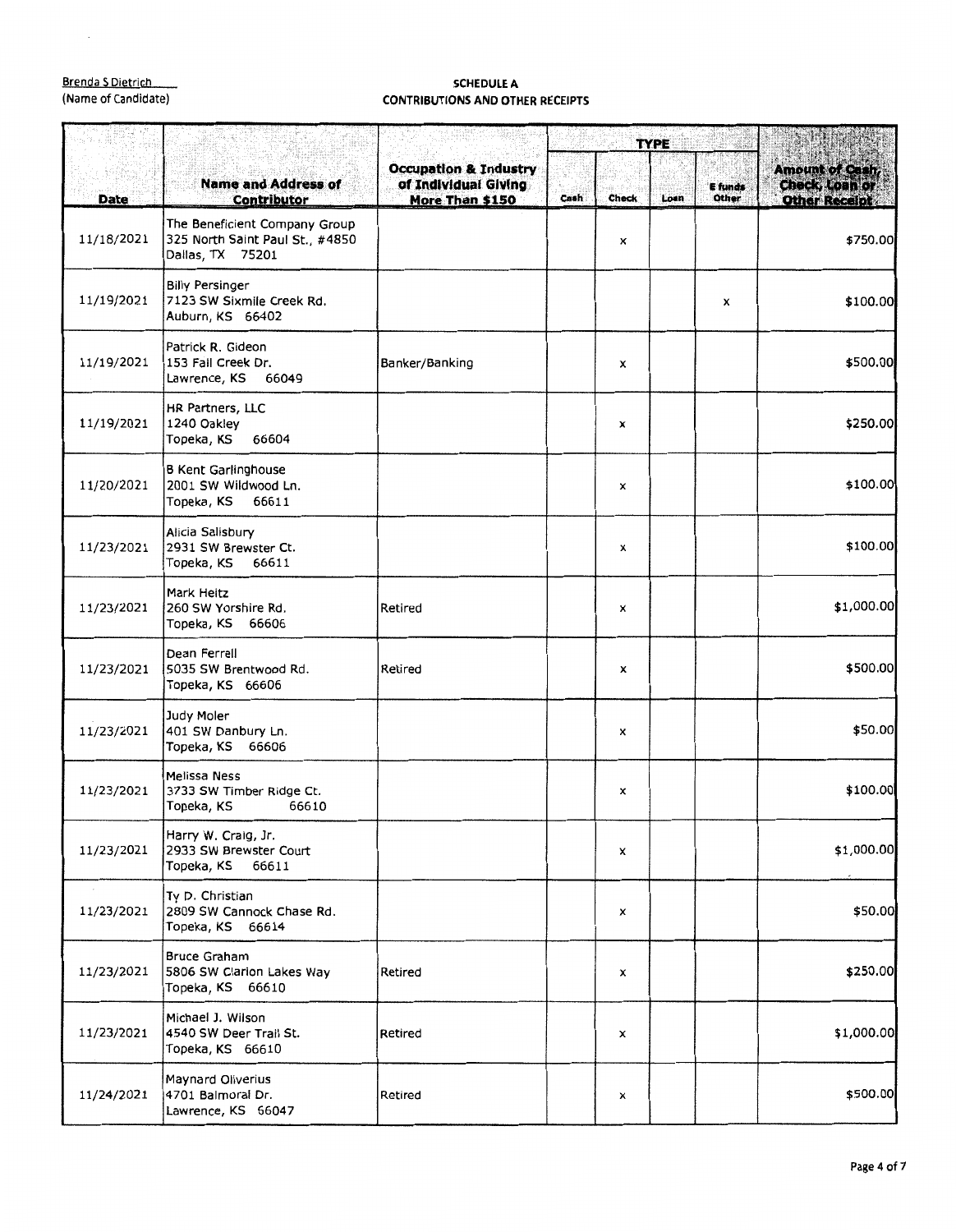Brenda S Dietrich
(Name of Candidate)

**SCHEDULE A**
**CONTRIBUTIONS AND OTHER RECEIPTS**

| Date | Name and Address of Contributor | Occupation & Industry of Individual Giving More Than $150 | TYPE | | | | Amount of Cash, Check, Loan or Other Receipt |
|---|---|---|---|---|---|---|---|
| | | | Cash | Check | Loan | E funds Other | |
| 11/18/2021 | The Beneficient Company Group<br>325 North Saint Paul St., #4850<br>Dallas, TX 75201 | | | x | | | $750.00 |
| 11/19/2021 | Billy Persinger<br>7123 SW Sixmile Creek Rd.<br>Auburn, KS 66402 | | | | | x | $100.00 |
| 11/19/2021 | Patrick R. Gideon<br>153 Fall Creek Dr.<br>Lawrence, KS 66049 | Banker/Banking | | x | | | $500.00 |
| 11/19/2021 | HR Partners, LLC<br>1240 Oakley<br>Topeka, KS 66604 | | | x | | | $250.00 |
| 11/20/2021 | B Kent Garlinghouse<br>2001 SW Wildwood Ln.<br>Topeka, KS 66611 | | | x | | | $100.00 |
| 11/23/2021 | Alicia Salisbury<br>2931 SW Brewster Ct.<br>Topeka, KS 66611 | | | x | | | $100.00 |
| 11/23/2021 | Mark Heitz<br>260 SW Yorshire Rd.<br>Topeka, KS 66606 | Retired | | x | | | $1,000.00 |
| 11/23/2021 | Dean Ferrell<br>5035 SW Brentwood Rd.<br>Topeka, KS 66606 | Retired | | x | | | $500.00 |
| 11/23/2021 | Judy Moler<br>401 SW Danbury Ln.<br>Topeka, KS 66606 | | | x | | | $50.00 |
| 11/23/2021 | Melissa Ness<br>3733 SW Timber Ridge Ct.<br>Topeka, KS 66610 | | | x | | | $100.00 |
| 11/23/2021 | Harry W. Craig, Jr.<br>2933 SW Brewster Court<br>Topeka, KS 66611 | | | x | | | $1,000.00 |
| 11/23/2021 | Ty D. Christian<br>2809 SW Cannock Chase Rd.<br>Topeka, KS 66614 | | | x | | | $50.00 |
| 11/23/2021 | Bruce Graham<br>5806 SW Clarion Lakes Way<br>Topeka, KS 66610 | Retired | | x | | | $250.00 |
| 11/23/2021 | Michael J. Wilson<br>4540 SW Deer Trail St.<br>Topeka, KS 66610 | Retired | | x | | | $1,000.00 |
| 11/24/2021 | Maynard Oliverius<br>4701 Balmoral Dr.<br>Lawrence, KS 66047 | Retired | | x | | | $500.00 |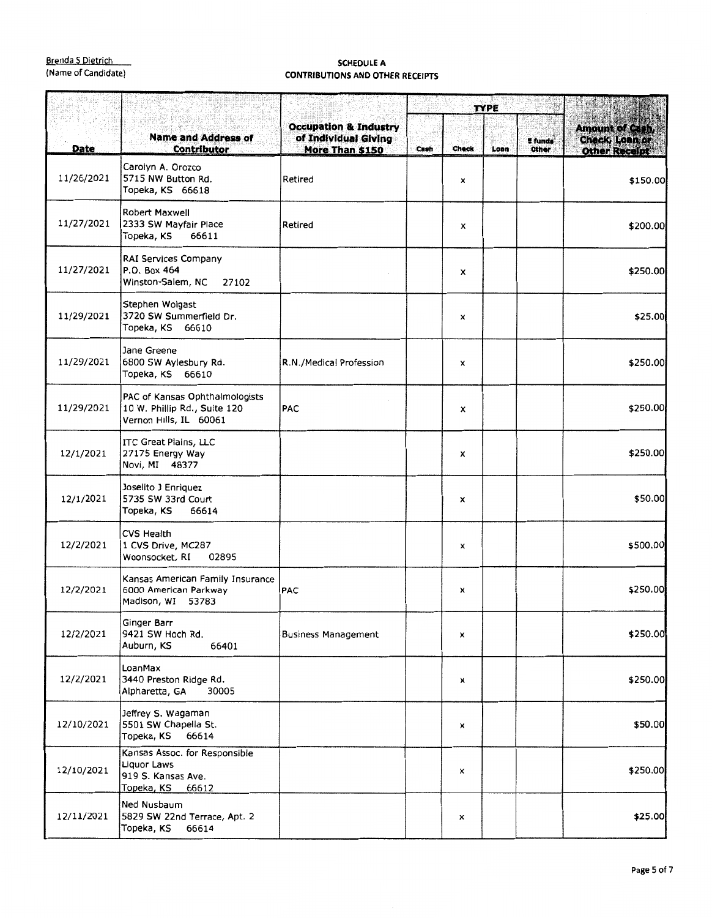Brenda S Dietrich
(Name of Candidate)

**SCHEDULE A**
**CONTRIBUTIONS AND OTHER RECEIPTS**

| Date | Name and Address of Contributor | Occupation & Industry of Individual Giving More Than $150 | TYPE | | | | Amount of Cash, Check, Loan or Other Receipt |
|---|---|---|---|---|---|---|---|
| | | | Cash | Check | Loan | E funds Other | |
| 11/26/2021 | Carolyn A. Orozco<br>5715 NW Button Rd.<br>Topeka, KS 66618 | Retired | | x | | | $150.00 |
| 11/27/2021 | Robert Maxwell<br>2333 SW Mayfair Place<br>Topeka, KS 66611 | Retired | | x | | | $200.00 |
| 11/27/2021 | RAI Services Company<br>P.O. Box 464<br>Winston-Salem, NC 27102 | | | x | | | $250.00 |
| 11/29/2021 | Stephen Wolgast<br>3720 SW Summerfield Dr.<br>Topeka, KS 66610 | | | x | | | $25.00 |
| 11/29/2021 | Jane Greene<br>6800 SW Aylesbury Rd.<br>Topeka, KS 66610 | R.N./Medical Profession | | x | | | $250.00 |
| 11/29/2021 | PAC of Kansas Ophthalmologists<br>10 W. Phillip Rd., Suite 120<br>Vernon Hills, IL 60061 | PAC | | x | | | $250.00 |
| 12/1/2021 | ITC Great Plains, LLC<br>27175 Energy Way<br>Novi, MI 48377 | | | x | | | $250.00 |
| 12/1/2021 | Joselito J Enriquez<br>5735 SW 33rd Court<br>Topeka, KS 66614 | | | x | | | $50.00 |
| 12/2/2021 | CVS Health<br>1 CVS Drive, MC287<br>Woonsocket, RI 02895 | | | x | | | $500.00 |
| 12/2/2021 | Kansas American Family Insurance<br>6000 American Parkway<br>Madison, WI 53783 | PAC | | x | | | $250.00 |
| 12/2/2021 | Ginger Barr<br>9421 SW Hoch Rd.<br>Auburn, KS 66401 | Business Management | | x | | | $250.00 |
| 12/2/2021 | LoanMax<br>3440 Preston Ridge Rd.<br>Alpharetta, GA 30005 | | | x | | | $250.00 |
| 12/10/2021 | Jeffrey S. Wagaman<br>5501 SW Chapella St.<br>Topeka, KS 66614 | | | x | | | $50.00 |
| 12/10/2021 | Kansas Assoc. for Responsible Liquor Laws<br>919 S. Kansas Ave.<br>Topeka, KS 66612 | | | x | | | $250.00 |
| 12/11/2021 | Ned Nusbaum<br>5829 SW 22nd Terrace, Apt. 2<br>Topeka, KS 66614 | | | x | | | $25.00 |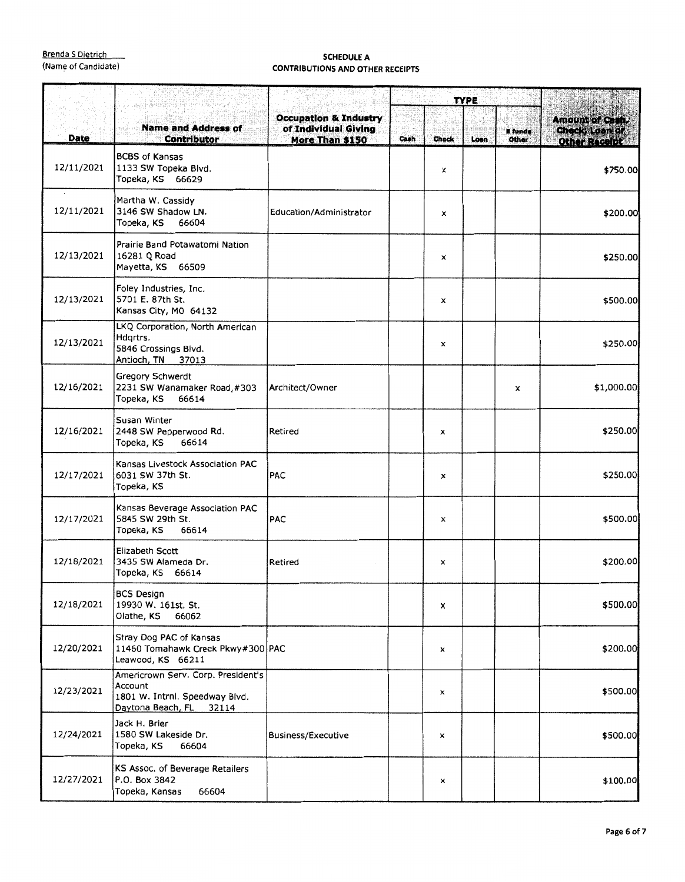Brenda S Dietrich
(Name of Candidate)

**SCHEDULE A**
**CONTRIBUTIONS AND OTHER RECEIPTS**

| Date | Name and Address of Contributor | Occupation & Industry of Individual Giving More Than $150 | TYPE | | | | Amount of Cash, Check, Loan or Other Receipt |
|---|---|---|---|---|---|---|---|
| | | | Cash | Check | Loan | E funds Other | |
| 12/11/2021 | BCBS of Kansas<br>1133 SW Topeka Blvd.<br>Topeka, KS 66629 | | | x | | | $750.00 |
| 12/11/2021 | Martha W. Cassidy<br>3146 SW Shadow LN.<br>Topeka, KS 66604 | Education/Administrator | | x | | | $200.00 |
| 12/13/2021 | Prairie Band Potawatomi Nation<br>16281 Q Road<br>Mayetta, KS 66509 | | | x | | | $250.00 |
| 12/13/2021 | Foley Industries, Inc.<br>5701 E. 87th St.<br>Kansas City, MO 64132 | | | x | | | $500.00 |
| 12/13/2021 | LKQ Corporation, North American Hdqrtrs.<br>5846 Crossings Blvd.<br>Antioch, TN 37013 | | | x | | | $250.00 |
| 12/16/2021 | Gregory Schwerdt<br>2231 SW Wanamaker Road,#303<br>Topeka, KS 66614 | Architect/Owner | | | | x | $1,000.00 |
| 12/16/2021 | Susan Winter<br>2448 SW Pepperwood Rd.<br>Topeka, KS 66614 | Retired | | x | | | $250.00 |
| 12/17/2021 | Kansas Livestock Association PAC<br>6031 SW 37th St.<br>Topeka, KS | PAC | | x | | | $250.00 |
| 12/17/2021 | Kansas Beverage Association PAC<br>5845 SW 29th St.<br>Topeka, KS 66614 | PAC | | x | | | $500.00 |
| 12/18/2021 | Elizabeth Scott<br>3435 SW Alameda Dr.<br>Topeka, KS 66614 | Retired | | x | | | $200.00 |
| 12/18/2021 | BCS Design<br>19930 W. 161st. St.<br>Olathe, KS 66062 | | | x | | | $500.00 |
| 12/20/2021 | Stray Dog PAC of Kansas<br>11460 Tomahawk Creek Pkwy#300<br>Leawood, KS 66211 | PAC | | x | | | $200.00 |
| 12/23/2021 | Americrown Serv. Corp. President's Account<br>1801 W. Intrnl. Speedway Blvd.<br>Daytona Beach, FL 32114 | | | x | | | $500.00 |
| 12/24/2021 | Jack H. Brier<br>1580 SW Lakeside Dr.<br>Topeka, KS 66604 | Business/Executive | | x | | | $500.00 |
| 12/27/2021 | KS Assoc. of Beverage Retailers<br>P.O. Box 3842<br>Topeka, Kansas 66604 | | | x | | | $100.00 |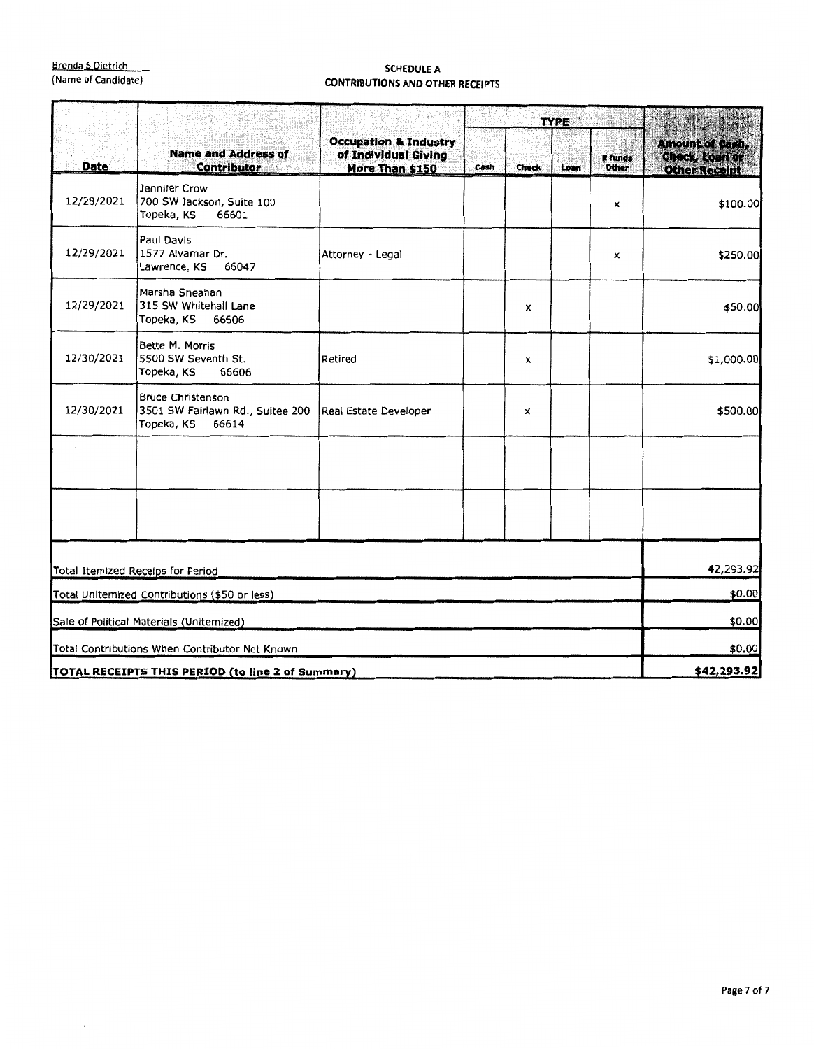Brenda S Dietrich
(Name of Candidate)

## SCHEDULE A
## CONTRIBUTIONS AND OTHER RECEIPTS

| Date | Name and Address of Contributor | Occupation & Industry of Individual Giving More Than $150 | TYPE | | | | Amount of Cash, Check, Loan or Other Receipt |
|---|---|---|---|---|---|---|---|
| | | | Cash | Check | Loan | E funds Other | |
| 12/28/2021 | Jennifer Crow<br>700 SW Jackson, Suite 100<br>Topeka, KS 66601 | | | | | x | $100.00 |
| 12/29/2021 | Paul Davis<br>1577 Alvamar Dr.<br>Lawrence, KS 66047 | Attorney - Legal | | | | x | $250.00 |
| 12/29/2021 | Marsha Sheahan<br>315 SW Whitehall Lane<br>Topeka, KS 66606 | | | x | | | $50.00 |
| 12/30/2021 | Bette M. Morris<br>5500 SW Seventh St.<br>Topeka, KS 66606 | Retired | | x | | | $1,000.00 |
| 12/30/2021 | Bruce Christenson<br>3501 SW Fairlawn Rd., Suitee 200<br>Topeka, KS 66614 | Real Estate Developer | | x | | | $500.00 |
| | | | | | | | |
| | | | | | | | |

| | |
|---|---|
| Total Itemized Receips for Period | 42,293.92 |
| Total Unitemized Contributions ($50 or less) | $0.00 |
| Sale of Political Materials (Unitemized) | $0.00 |
| Total Contributions When Contributor Not Known | $0.00 |
| **TOTAL RECEIPTS THIS PERIOD (to line 2 of Summary)** | **$42,293.92** |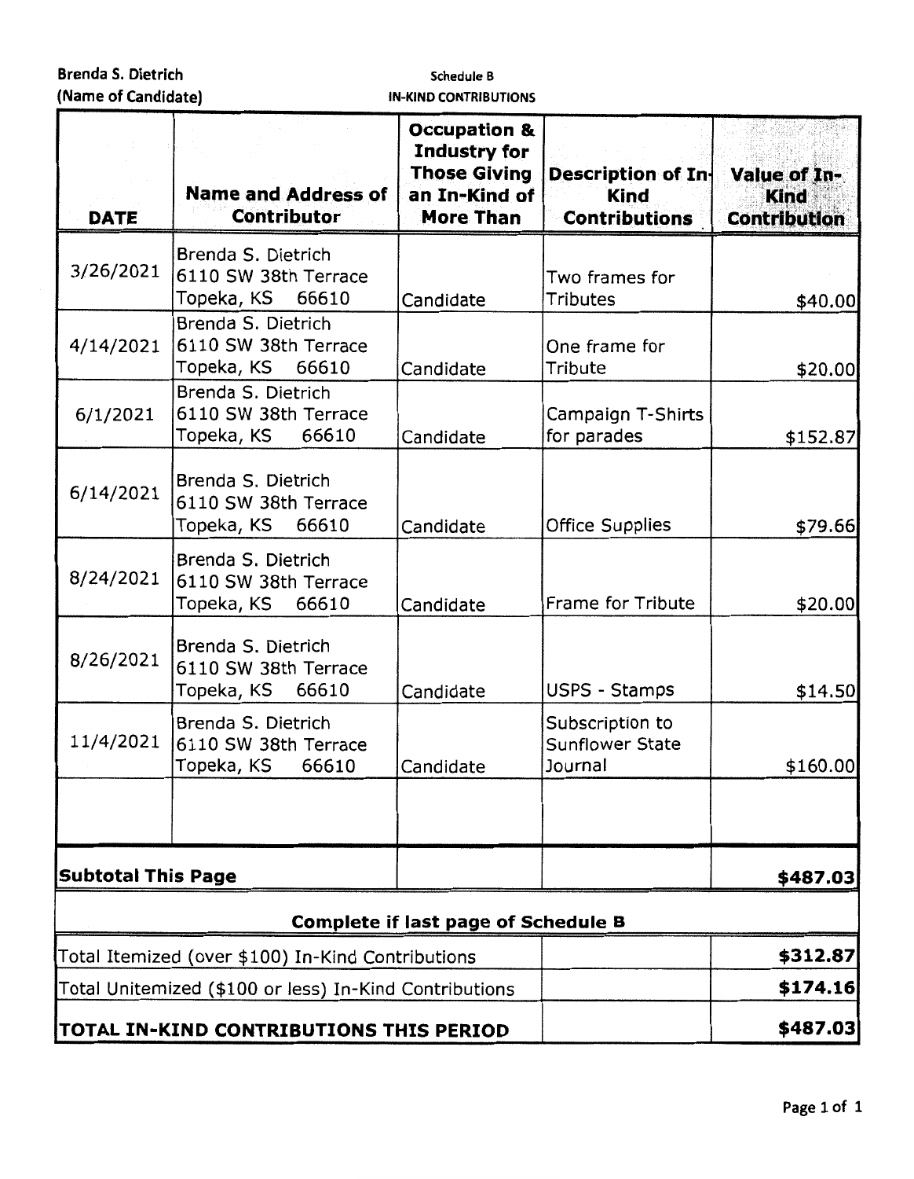**Brenda S. Dietrich**
**(Name of Candidate)**

**Schedule B**
**IN-KIND CONTRIBUTIONS**

| DATE | Name and Address of Contributor | Occupation & Industry for Those Giving an In-Kind of More Than | Description of In-Kind Contributions | Value of In-Kind Contribution |
|---|---|---|---|---|
| 3/26/2021 | Brenda S. Dietrich<br>6110 SW 38th Terrace<br>Topeka, KS 66610 | Candidate | Two frames for Tributes | $40.00 |
| 4/14/2021 | Brenda S. Dietrich<br>6110 SW 38th Terrace<br>Topeka, KS 66610 | Candidate | One frame for Tribute | $20.00 |
| 6/1/2021 | Brenda S. Dietrich<br>6110 SW 38th Terrace<br>Topeka, KS 66610 | Candidate | Campaign T-Shirts for parades | $152.87 |
| 6/14/2021 | Brenda S. Dietrich<br>6110 SW 38th Terrace<br>Topeka, KS 66610 | Candidate | Office Supplies | $79.66 |
| 8/24/2021 | Brenda S. Dietrich<br>6110 SW 38th Terrace<br>Topeka, KS 66610 | Candidate | Frame for Tribute | $20.00 |
| 8/26/2021 | Brenda S. Dietrich<br>6110 SW 38th Terrace<br>Topeka, KS 66610 | Candidate | USPS - Stamps | $14.50 |
| 11/4/2021 | Brenda S. Dietrich<br>6110 SW 38th Terrace<br>Topeka, KS 66610 | Candidate | Subscription to Sunflower State Journal | $160.00 |
| | | | | |
| **Subtotal This Page** | | | | **$487.03** |

**Complete if last page of Schedule B**

| | | |
|---|---|---|
| Total Itemized (over $100) In-Kind Contributions | | **$312.87** |
| Total Unitemized ($100 or less) In-Kind Contributions | | **$174.16** |
| **TOTAL IN-KIND CONTRIBUTIONS THIS PERIOD** | | **$487.03** |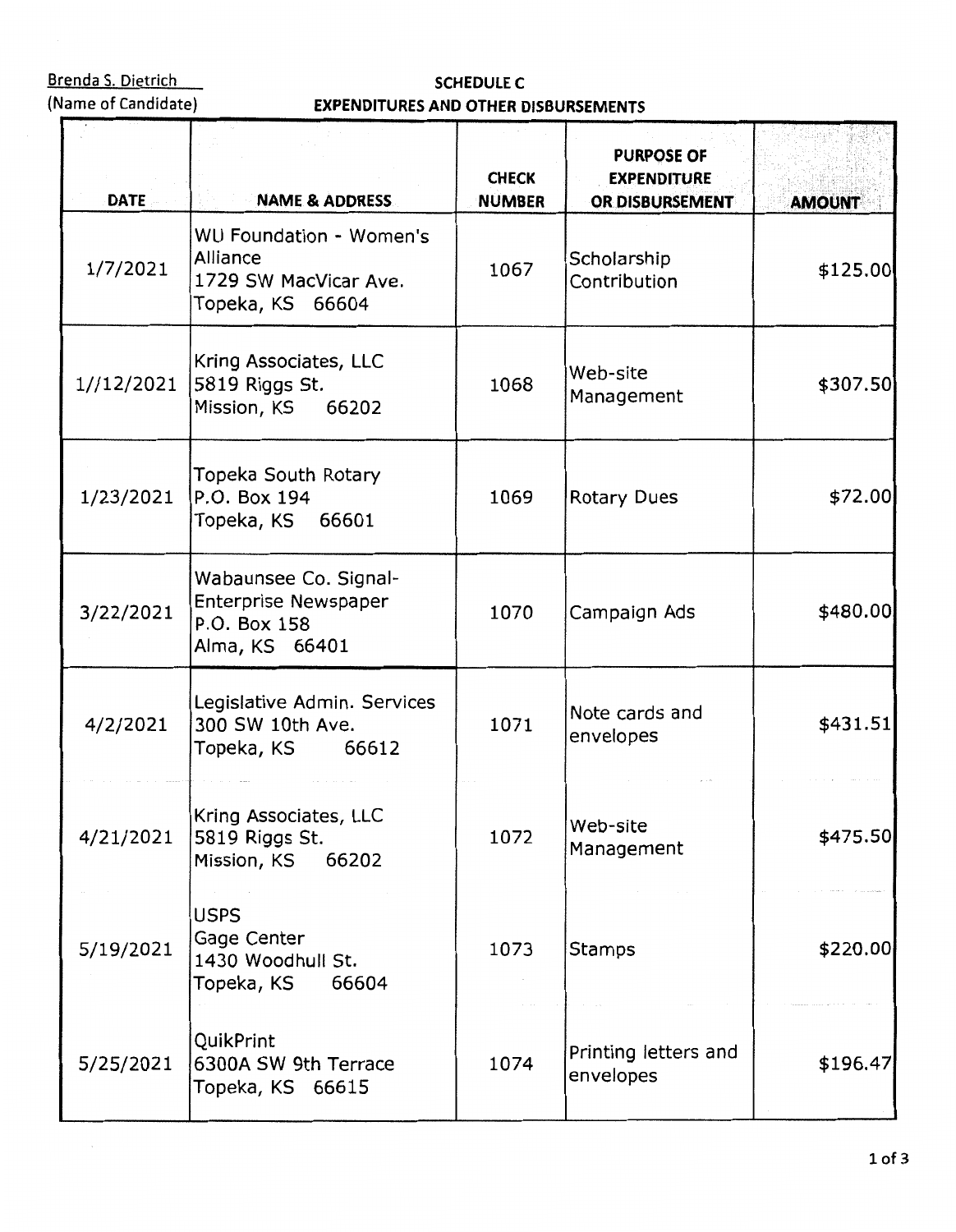Brenda S. Dietrich
(Name of Candidate)

## SCHEDULE C
## EXPENDITURES AND OTHER DISBURSEMENTS

| DATE | NAME & ADDRESS | CHECK NUMBER | PURPOSE OF EXPENDITURE OR DISBURSEMENT | AMOUNT |
|---|---|---|---|---|
| 1/7/2021 | WU Foundation - Women's Alliance<br>1729 SW MacVicar Ave.<br>Topeka, KS 66604 | 1067 | Scholarship Contribution | $125.00 |
| 1//12/2021 | Kring Associates, LLC<br>5819 Riggs St.<br>Mission, KS 66202 | 1068 | Web-site Management | $307.50 |
| 1/23/2021 | Topeka South Rotary<br>P.O. Box 194<br>Topeka, KS 66601 | 1069 | Rotary Dues | $72.00 |
| 3/22/2021 | Wabaunsee Co. Signal-Enterprise Newspaper<br>P.O. Box 158<br>Alma, KS 66401 | 1070 | Campaign Ads | $480.00 |
| 4/2/2021 | Legislative Admin. Services<br>300 SW 10th Ave.<br>Topeka, KS 66612 | 1071 | Note cards and envelopes | $431.51 |
| 4/21/2021 | Kring Associates, LLC<br>5819 Riggs St.<br>Mission, KS 66202 | 1072 | Web-site Management | $475.50 |
| 5/19/2021 | USPS<br>Gage Center<br>1430 Woodhull St.<br>Topeka, KS 66604 | 1073 | Stamps | $220.00 |
| 5/25/2021 | QuikPrint<br>6300A SW 9th Terrace<br>Topeka, KS 66615 | 1074 | Printing letters and envelopes | $196.47 |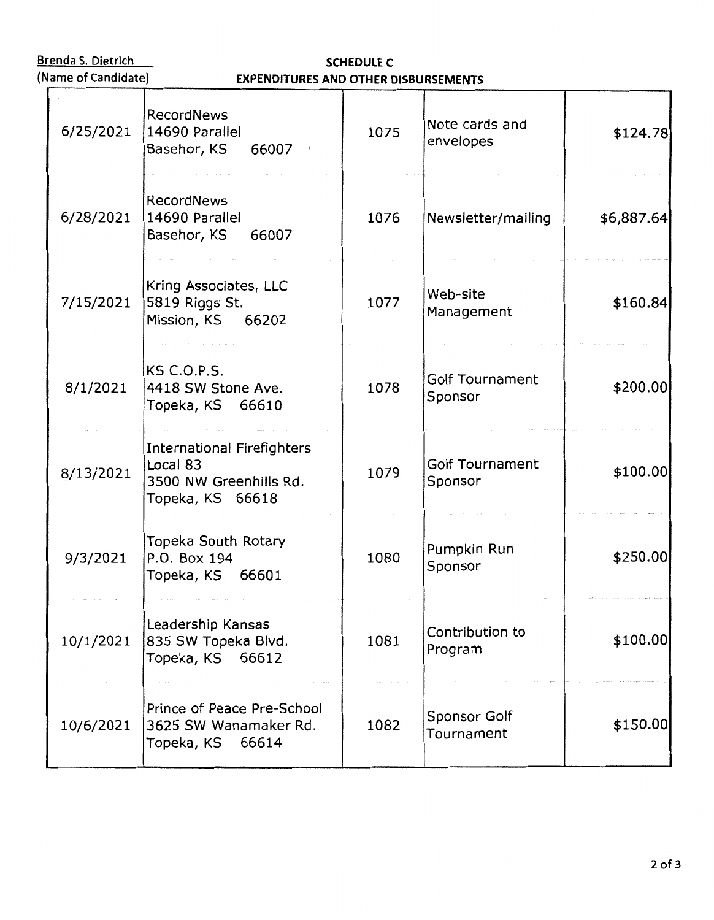Brenda S. Dietrich
(Name of Candidate)

**SCHEDULE C**
**EXPENDITURES AND OTHER DISBURSEMENTS**

| | | | | |
|---|---|---|---|---|
| 6/25/2021 | RecordNews<br>14690 Parallel<br>Basehor, KS 66007 | 1075 | Note cards and envelopes | $124.78 |
| 6/28/2021 | RecordNews<br>14690 Parallel<br>Basehor, KS 66007 | 1076 | Newsletter/mailing | $6,887.64 |
| 7/15/2021 | Kring Associates, LLC<br>5819 Riggs St.<br>Mission, KS 66202 | 1077 | Web-site Management | $160.84 |
| 8/1/2021 | KS C.O.P.S.<br>4418 SW Stone Ave.<br>Topeka, KS 66610 | 1078 | Golf Tournament Sponsor | $200.00 |
| 8/13/2021 | International Firefighters Local 83<br>3500 NW Greenhills Rd.<br>Topeka, KS 66618 | 1079 | Golf Tournament Sponsor | $100.00 |
| 9/3/2021 | Topeka South Rotary<br>P.O. Box 194<br>Topeka, KS 66601 | 1080 | Pumpkin Run Sponsor | $250.00 |
| 10/1/2021 | Leadership Kansas<br>835 SW Topeka Blvd.<br>Topeka, KS 66612 | 1081 | Contribution to Program | $100.00 |
| 10/6/2021 | Prince of Peace Pre-School<br>3625 SW Wanamaker Rd.<br>Topeka, KS 66614 | 1082 | Sponsor Golf Tournament | $150.00 |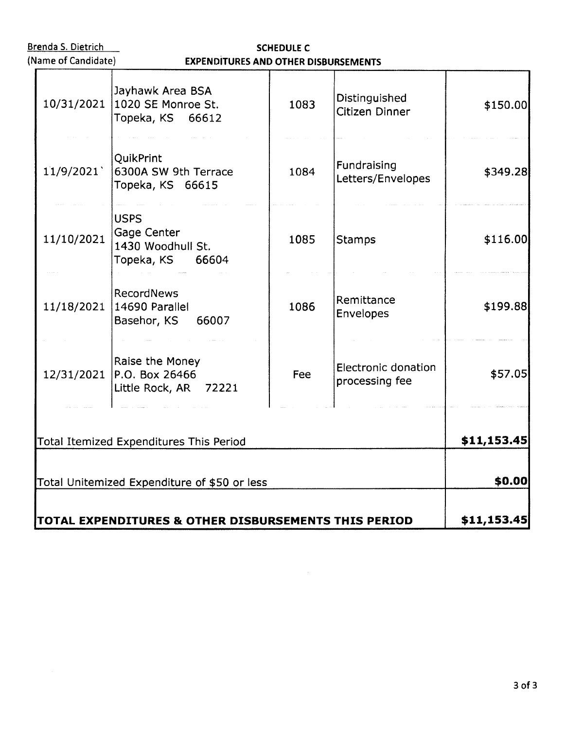Brenda S. Dietrich
(Name of Candidate)

**SCHEDULE C**
**EXPENDITURES AND OTHER DISBURSEMENTS**

| | | | | |
|---|---|---|---|---|
| 10/31/2021 | Jayhawk Area BSA<br>1020 SE Monroe St.<br>Topeka, KS 66612 | 1083 | Distinguished Citizen Dinner | $150.00 |
| 11/9/2021` | QuikPrint<br>6300A SW 9th Terrace<br>Topeka, KS 66615 | 1084 | Fundraising Letters/Envelopes | $349.28 |
| 11/10/2021 | USPS<br>Gage Center<br>1430 Woodhull St.<br>Topeka, KS 66604 | 1085 | Stamps | $116.00 |
| 11/18/2021 | RecordNews<br>14690 Parallel<br>Basehor, KS 66007 | 1086 | Remittance Envelopes | $199.88 |
| 12/31/2021 | Raise the Money<br>P.O. Box 26466<br>Little Rock, AR 72221 | Fee | Electronic donation processing fee | $57.05 |
| Total Itemized Expenditures This Period | | | | **$11,153.45** |
| Total Unitemized Expenditure of $50 or less | | | | **$0.00** |
| **TOTAL EXPENDITURES & OTHER DISBURSEMENTS THIS PERIOD** | | | | **$11,153.45** |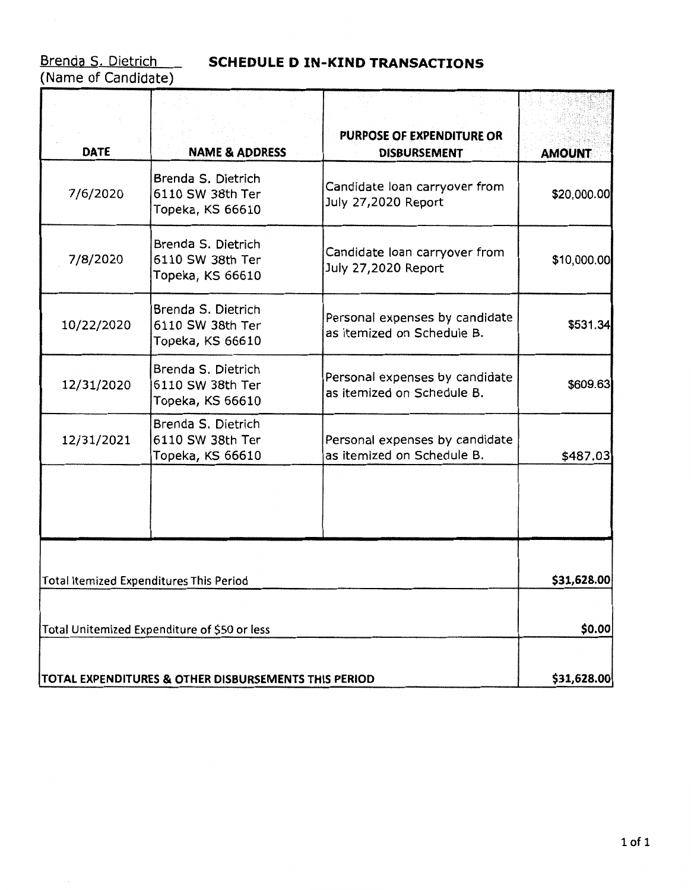Brenda S. Dietrich
(Name of Candidate)

## SCHEDULE D IN-KIND TRANSACTIONS

| DATE | NAME & ADDRESS | PURPOSE OF EXPENDITURE OR DISBURSEMENT | AMOUNT |
|---|---|---|---|
| 7/6/2020 | Brenda S. Dietrich<br>6110 SW 38th Ter<br>Topeka, KS 66610 | Candidate loan carryover from July 27,2020 Report | $20,000.00 |
| 7/8/2020 | Brenda S. Dietrich<br>6110 SW 38th Ter<br>Topeka, KS 66610 | Candidate loan carryover from July 27,2020 Report | $10,000.00 |
| 10/22/2020 | Brenda S. Dietrich<br>6110 SW 38th Ter<br>Topeka, KS 66610 | Personal expenses by candidate as itemized on Schedule B. | $531.34 |
| 12/31/2020 | Brenda S. Dietrich<br>6110 SW 38th Ter<br>Topeka, KS 66610 | Personal expenses by candidate as itemized on Schedule B. | $609.63 |
| 12/31/2021 | Brenda S. Dietrich<br>6110 SW 38th Ter<br>Topeka, KS 66610 | Personal expenses by candidate as itemized on Schedule B. | $487.03 |
| | | | |
| Total Itemized Expenditures This Period | | | $31,628.00 |
| Total Unitemized Expenditure of $50 or less | | | $0.00 |
| **TOTAL EXPENDITURES & OTHER DISBURSEMENTS THIS PERIOD** | | | $31,628.00 |